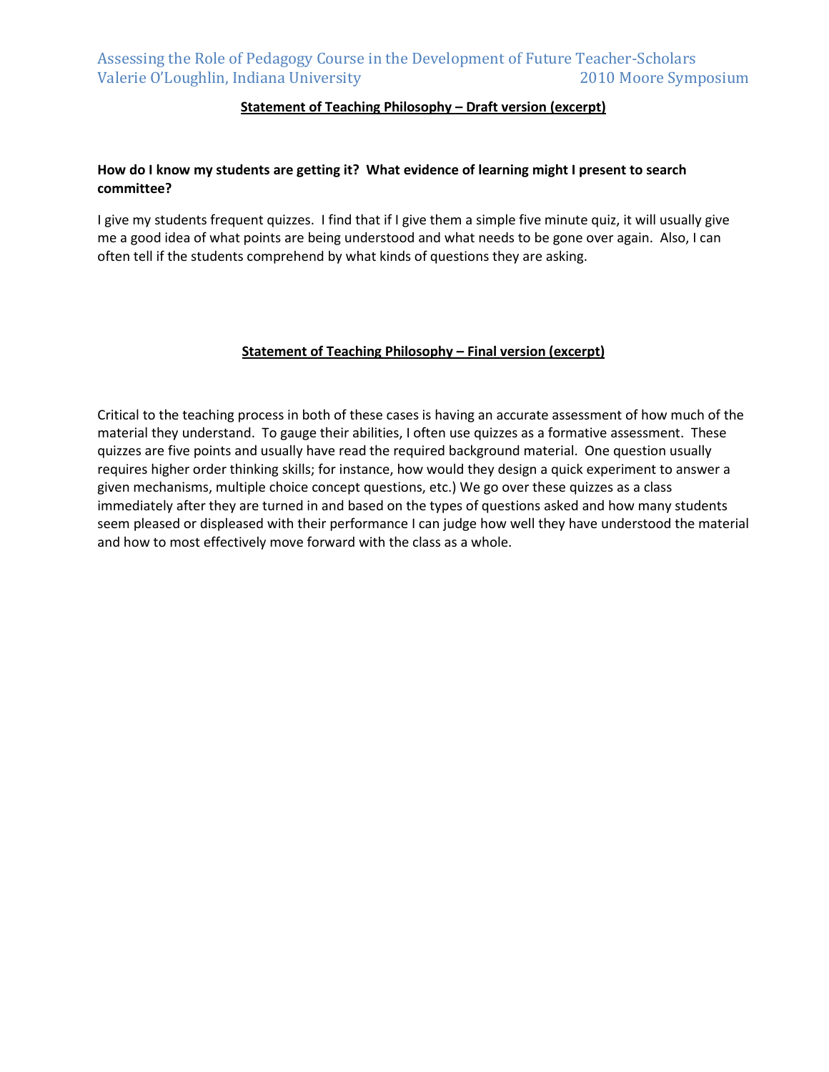### Statement of Teaching Philosophy – Draft version (excerpt)

**How do I know my students are getting it? What evidence of learning might I present to search committee?**

I give my students frequent quizzes. I find that if I give them a simple five minute quiz, it will usually give me a good idea of what points are being understood and what needs to be gone over again. Also, I can often tell if the students comprehend by what kinds of questions they are asking.

### Statement of Teaching Philosophy – Final version (excerpt)

Critical to the teaching process in both of these cases is having an accurate assessment of how much of the material they understand. To gauge their abilities, I often use quizzes as a formative assessment. These quizzes are five points and usually have read the required background material. One question usually requires higher order thinking skills; for instance, how would they design a quick experiment to answer a given mechanisms, multiple choice concept questions, etc.) We go over these quizzes as a class immediately after they are turned in and based on the types of questions asked and how many students seem pleased or displeased with their performance I can judge how well they have understood the material and how to most effectively move forward with the class as a whole.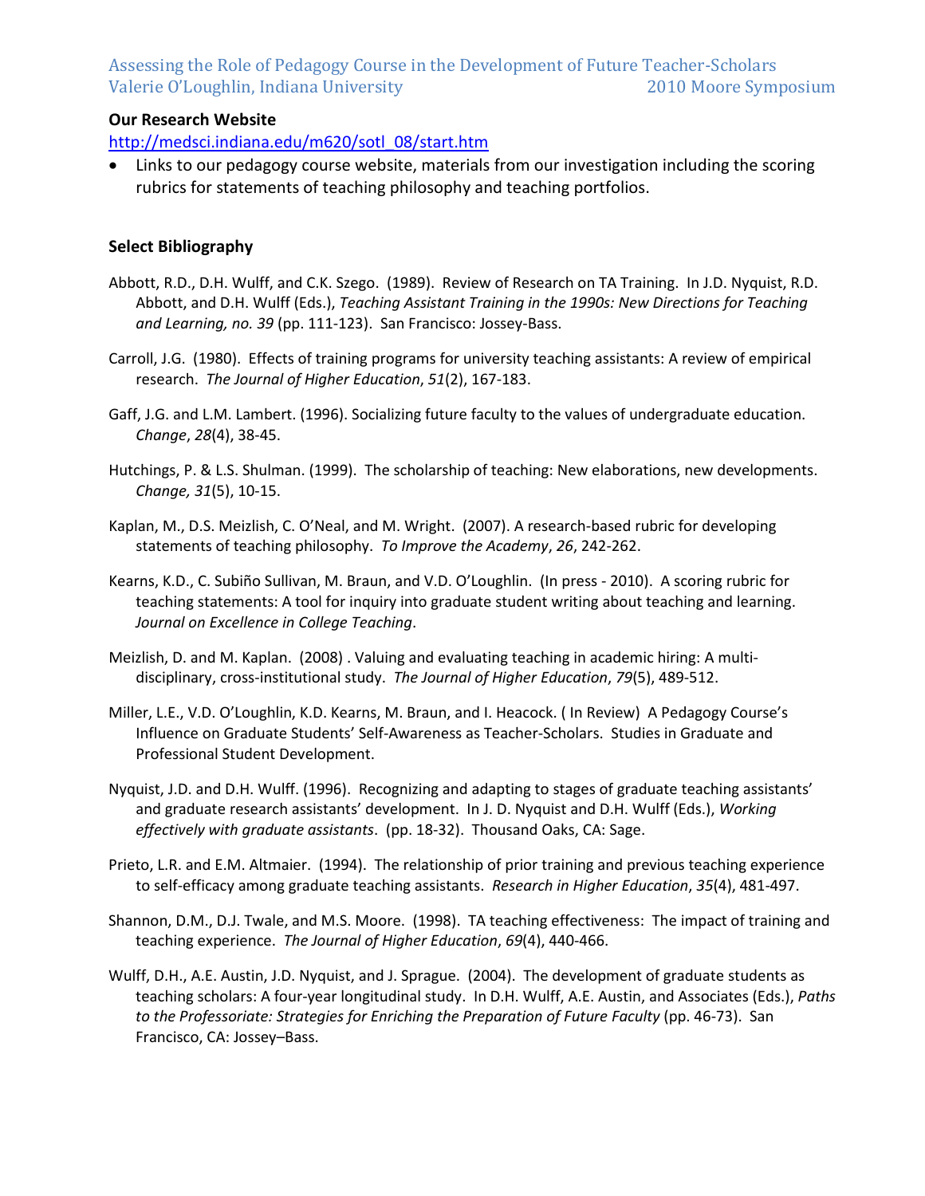## Our Research Website

[http://medsci.indiana.edu/m620/sotl_08/start.htm](http://medsci.indiana.edu/m620/sotl_08/start.htm)

- Links to our pedagogy course website, materials from our investigation including the scoring rubrics for statements of teaching philosophy and teaching portfolios.

## Select Bibliography

Abbott, R.D., D.H. Wulff, and C.K. Szego. (1989). Review of Research on TA Training. In J.D. Nyquist, R.D. Abbott, and D.H. Wulff (Eds.), *Teaching Assistant Training in the 1990s: New Directions for Teaching and Learning, no. 39* (pp. 111-123). San Francisco: Jossey-Bass.

Carroll, J.G. (1980). Effects of training programs for university teaching assistants: A review of empirical research. *The Journal of Higher Education*, *51*(2), 167-183.

Gaff, J.G. and L.M. Lambert. (1996). Socializing future faculty to the values of undergraduate education. *Change*, *28*(4), 38-45.

Hutchings, P. & L.S. Shulman. (1999). The scholarship of teaching: New elaborations, new developments. *Change, 31*(5), 10-15.

Kaplan, M., D.S. Meizlish, C. O'Neal, and M. Wright. (2007). A research-based rubric for developing statements of teaching philosophy. *To Improve the Academy*, *26*, 242-262.

Kearns, K.D., C. Subiño Sullivan, M. Braun, and V.D. O'Loughlin. (In press - 2010). A scoring rubric for teaching statements: A tool for inquiry into graduate student writing about teaching and learning. *Journal on Excellence in College Teaching*.

Meizlish, D. and M. Kaplan. (2008) . Valuing and evaluating teaching in academic hiring: A multi-disciplinary, cross-institutional study. *The Journal of Higher Education*, *79*(5), 489-512.

Miller, L.E., V.D. O'Loughlin, K.D. Kearns, M. Braun, and I. Heacock. ( In Review) A Pedagogy Course's Influence on Graduate Students' Self-Awareness as Teacher-Scholars. Studies in Graduate and Professional Student Development.

Nyquist, J.D. and D.H. Wulff. (1996). Recognizing and adapting to stages of graduate teaching assistants' and graduate research assistants' development. In J. D. Nyquist and D.H. Wulff (Eds.), *Working effectively with graduate assistants*. (pp. 18-32). Thousand Oaks, CA: Sage.

Prieto, L.R. and E.M. Altmaier. (1994). The relationship of prior training and previous teaching experience to self-efficacy among graduate teaching assistants. *Research in Higher Education*, *35*(4), 481-497.

Shannon, D.M., D.J. Twale, and M.S. Moore. (1998). TA teaching effectiveness: The impact of training and teaching experience. *The Journal of Higher Education*, *69*(4), 440-466.

Wulff, D.H., A.E. Austin, J.D. Nyquist, and J. Sprague. (2004). The development of graduate students as teaching scholars: A four-year longitudinal study. In D.H. Wulff, A.E. Austin, and Associates (Eds.), *Paths to the Professoriate: Strategies for Enriching the Preparation of Future Faculty* (pp. 46-73). San Francisco, CA: Jossey–Bass.